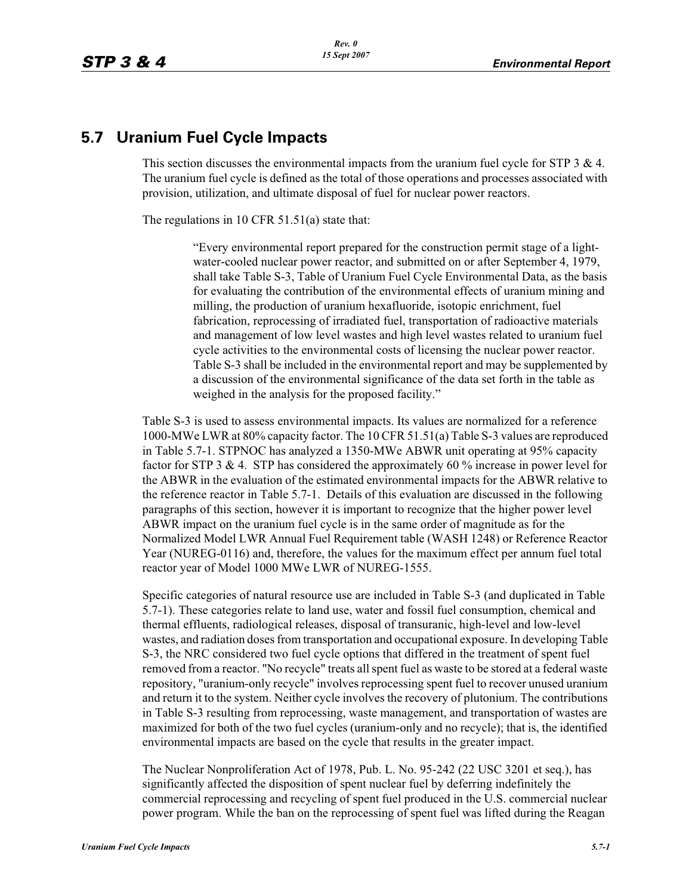## 5.7 Uranium Fuel Cycle Impacts

This section discusses the environmental impacts from the uranium fuel cycle for STP 3 & 4. The uranium fuel cycle is defined as the total of those operations and processes associated with provision, utilization, and ultimate disposal of fuel for nuclear power reactors.

The regulations in 10 CFR 51.51(a) state that:

> "Every environmental report prepared for the construction permit stage of a light-water-cooled nuclear power reactor, and submitted on or after September 4, 1979, shall take Table S-3, Table of Uranium Fuel Cycle Environmental Data, as the basis for evaluating the contribution of the environmental effects of uranium mining and milling, the production of uranium hexafluoride, isotopic enrichment, fuel fabrication, reprocessing of irradiated fuel, transportation of radioactive materials and management of low level wastes and high level wastes related to uranium fuel cycle activities to the environmental costs of licensing the nuclear power reactor. Table S-3 shall be included in the environmental report and may be supplemented by a discussion of the environmental significance of the data set forth in the table as weighed in the analysis for the proposed facility."

Table S-3 is used to assess environmental impacts. Its values are normalized for a reference 1000-MWe LWR at 80% capacity factor. The 10 CFR 51.51(a) Table S-3 values are reproduced in Table 5.7-1. STPNOC has analyzed a 1350-MWe ABWR unit operating at 95% capacity factor for STP 3 & 4. STP has considered the approximately 60 % increase in power level for the ABWR in the evaluation of the estimated environmental impacts for the ABWR relative to the reference reactor in Table 5.7-1. Details of this evaluation are discussed in the following paragraphs of this section, however it is important to recognize that the higher power level ABWR impact on the uranium fuel cycle is in the same order of magnitude as for the Normalized Model LWR Annual Fuel Requirement table (WASH 1248) or Reference Reactor Year (NUREG-0116) and, therefore, the values for the maximum effect per annum fuel total reactor year of Model 1000 MWe LWR of NUREG-1555.

Specific categories of natural resource use are included in Table S-3 (and duplicated in Table 5.7-1). These categories relate to land use, water and fossil fuel consumption, chemical and thermal effluents, radiological releases, disposal of transuranic, high-level and low-level wastes, and radiation doses from transportation and occupational exposure. In developing Table S-3, the NRC considered two fuel cycle options that differed in the treatment of spent fuel removed from a reactor. "No recycle" treats all spent fuel as waste to be stored at a federal waste repository, "uranium-only recycle" involves reprocessing spent fuel to recover unused uranium and return it to the system. Neither cycle involves the recovery of plutonium. The contributions in Table S-3 resulting from reprocessing, waste management, and transportation of wastes are maximized for both of the two fuel cycles (uranium-only and no recycle); that is, the identified environmental impacts are based on the cycle that results in the greater impact.

The Nuclear Nonproliferation Act of 1978, Pub. L. No. 95-242 (22 USC 3201 et seq.), has significantly affected the disposition of spent nuclear fuel by deferring indefinitely the commercial reprocessing and recycling of spent fuel produced in the U.S. commercial nuclear power program. While the ban on the reprocessing of spent fuel was lifted during the Reagan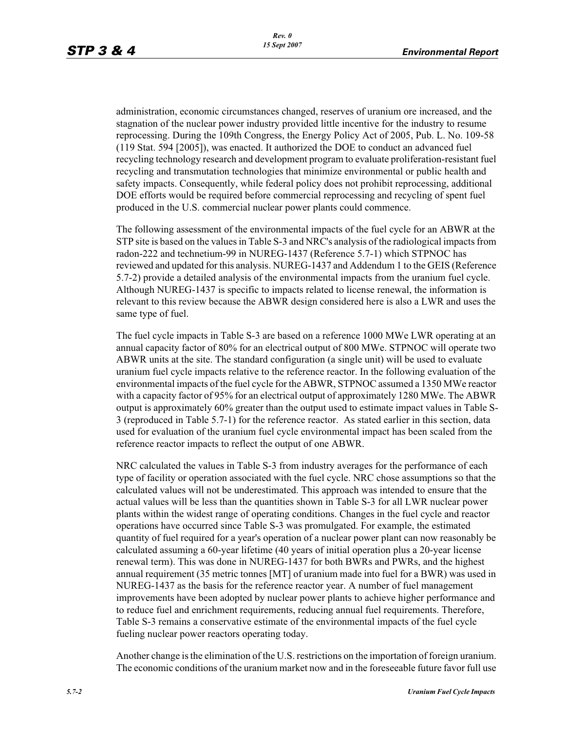administration, economic circumstances changed, reserves of uranium ore increased, and the stagnation of the nuclear power industry provided little incentive for the industry to resume reprocessing. During the 109th Congress, the Energy Policy Act of 2005, Pub. L. No. 109-58 (119 Stat. 594 [2005]), was enacted. It authorized the DOE to conduct an advanced fuel recycling technology research and development program to evaluate proliferation-resistant fuel recycling and transmutation technologies that minimize environmental or public health and safety impacts. Consequently, while federal policy does not prohibit reprocessing, additional DOE efforts would be required before commercial reprocessing and recycling of spent fuel produced in the U.S. commercial nuclear power plants could commence.

The following assessment of the environmental impacts of the fuel cycle for an ABWR at the STP site is based on the values in Table S-3 and NRC's analysis of the radiological impacts from radon-222 and technetium-99 in NUREG-1437 (Reference 5.7-1) which STPNOC has reviewed and updated for this analysis. NUREG-1437 and Addendum 1 to the GEIS (Reference 5.7-2) provide a detailed analysis of the environmental impacts from the uranium fuel cycle. Although NUREG-1437 is specific to impacts related to license renewal, the information is relevant to this review because the ABWR design considered here is also a LWR and uses the same type of fuel.

The fuel cycle impacts in Table S-3 are based on a reference 1000 MWe LWR operating at an annual capacity factor of 80% for an electrical output of 800 MWe. STPNOC will operate two ABWR units at the site. The standard configuration (a single unit) will be used to evaluate uranium fuel cycle impacts relative to the reference reactor. In the following evaluation of the environmental impacts of the fuel cycle for the ABWR, STPNOC assumed a 1350 MWe reactor with a capacity factor of 95% for an electrical output of approximately 1280 MWe. The ABWR output is approximately 60% greater than the output used to estimate impact values in Table S-3 (reproduced in Table 5.7-1) for the reference reactor. As stated earlier in this section, data used for evaluation of the uranium fuel cycle environmental impact has been scaled from the reference reactor impacts to reflect the output of one ABWR.

NRC calculated the values in Table S-3 from industry averages for the performance of each type of facility or operation associated with the fuel cycle. NRC chose assumptions so that the calculated values will not be underestimated. This approach was intended to ensure that the actual values will be less than the quantities shown in Table S-3 for all LWR nuclear power plants within the widest range of operating conditions. Changes in the fuel cycle and reactor operations have occurred since Table S-3 was promulgated. For example, the estimated quantity of fuel required for a year's operation of a nuclear power plant can now reasonably be calculated assuming a 60-year lifetime (40 years of initial operation plus a 20-year license renewal term). This was done in NUREG-1437 for both BWRs and PWRs, and the highest annual requirement (35 metric tonnes [MT] of uranium made into fuel for a BWR) was used in NUREG-1437 as the basis for the reference reactor year. A number of fuel management improvements have been adopted by nuclear power plants to achieve higher performance and to reduce fuel and enrichment requirements, reducing annual fuel requirements. Therefore, Table S-3 remains a conservative estimate of the environmental impacts of the fuel cycle fueling nuclear power reactors operating today.

Another change is the elimination of the U.S. restrictions on the importation of foreign uranium. The economic conditions of the uranium market now and in the foreseeable future favor full use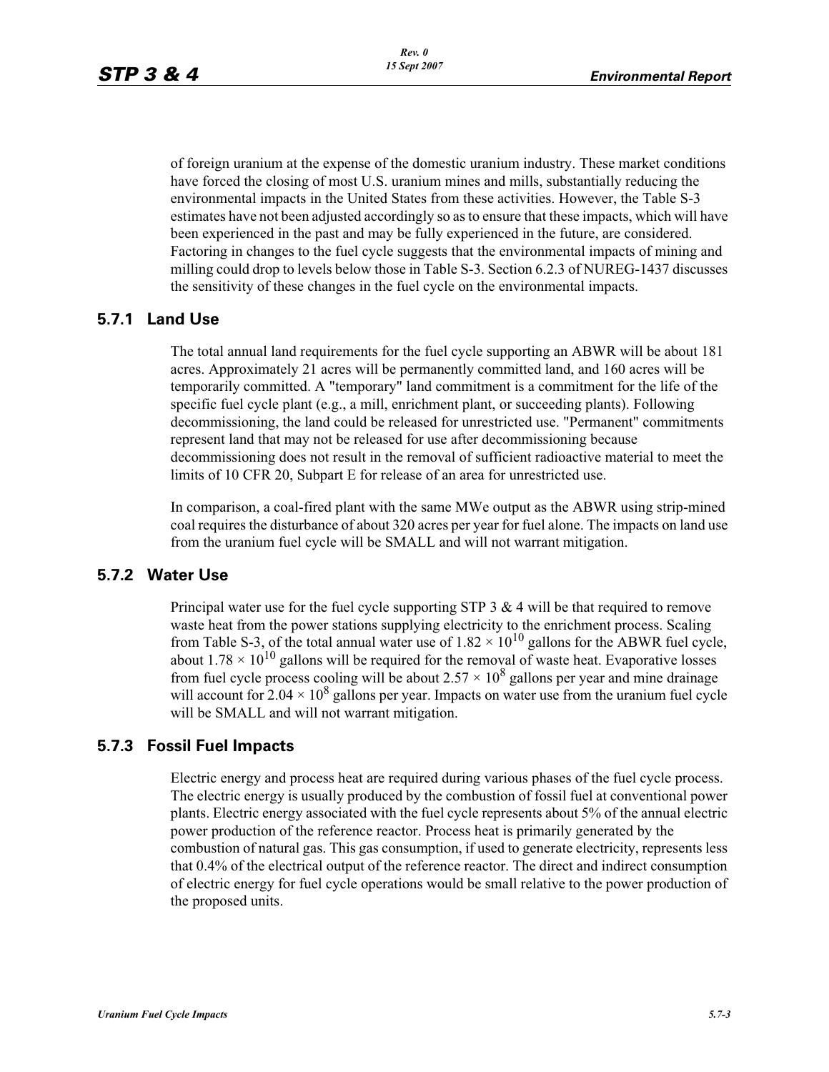of foreign uranium at the expense of the domestic uranium industry. These market conditions have forced the closing of most U.S. uranium mines and mills, substantially reducing the environmental impacts in the United States from these activities. However, the Table S-3 estimates have not been adjusted accordingly so as to ensure that these impacts, which will have been experienced in the past and may be fully experienced in the future, are considered. Factoring in changes to the fuel cycle suggests that the environmental impacts of mining and milling could drop to levels below those in Table S-3. Section 6.2.3 of NUREG-1437 discusses the sensitivity of these changes in the fuel cycle on the environmental impacts.

### 5.7.1 Land Use

The total annual land requirements for the fuel cycle supporting an ABWR will be about 181 acres. Approximately 21 acres will be permanently committed land, and 160 acres will be temporarily committed. A "temporary" land commitment is a commitment for the life of the specific fuel cycle plant (e.g., a mill, enrichment plant, or succeeding plants). Following decommissioning, the land could be released for unrestricted use. "Permanent" commitments represent land that may not be released for use after decommissioning because decommissioning does not result in the removal of sufficient radioactive material to meet the limits of 10 CFR 20, Subpart E for release of an area for unrestricted use.

In comparison, a coal-fired plant with the same MWe output as the ABWR using strip-mined coal requires the disturbance of about 320 acres per year for fuel alone. The impacts on land use from the uranium fuel cycle will be SMALL and will not warrant mitigation.

### 5.7.2 Water Use

Principal water use for the fuel cycle supporting STP 3 & 4 will be that required to remove waste heat from the power stations supplying electricity to the enrichment process. Scaling from Table S-3, of the total annual water use of $1.82 \times 10^{10}$ gallons for the ABWR fuel cycle, about $1.78 \times 10^{10}$ gallons will be required for the removal of waste heat. Evaporative losses from fuel cycle process cooling will be about $2.57 \times 10^{8}$ gallons per year and mine drainage will account for $2.04 \times 10^{8}$ gallons per year. Impacts on water use from the uranium fuel cycle will be SMALL and will not warrant mitigation.

### 5.7.3 Fossil Fuel Impacts

Electric energy and process heat are required during various phases of the fuel cycle process. The electric energy is usually produced by the combustion of fossil fuel at conventional power plants. Electric energy associated with the fuel cycle represents about 5% of the annual electric power production of the reference reactor. Process heat is primarily generated by the combustion of natural gas. This gas consumption, if used to generate electricity, represents less that 0.4% of the electrical output of the reference reactor. The direct and indirect consumption of electric energy for fuel cycle operations would be small relative to the power production of the proposed units.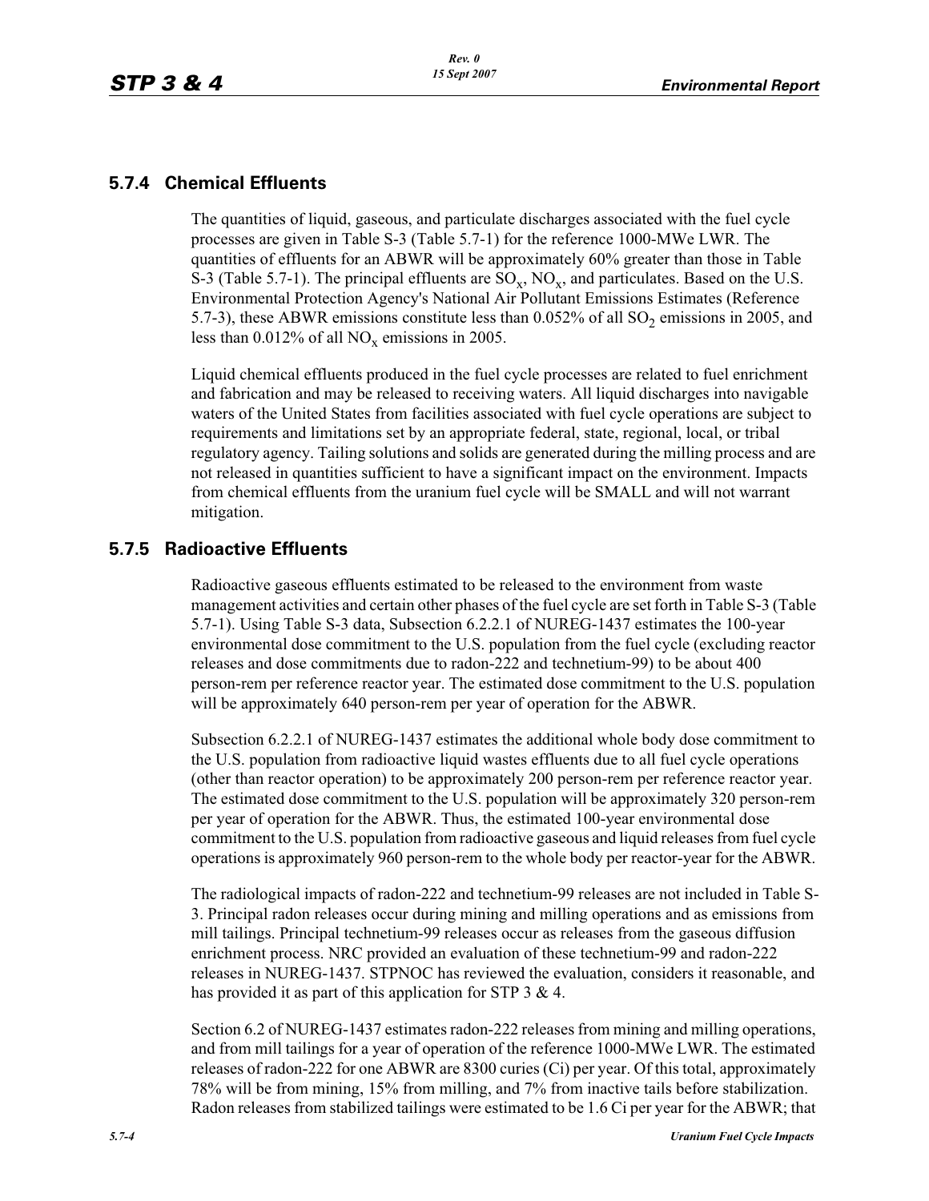### 5.7.4 Chemical Effluents

The quantities of liquid, gaseous, and particulate discharges associated with the fuel cycle processes are given in Table S-3 (Table 5.7-1) for the reference 1000-MWe LWR. The quantities of effluents for an ABWR will be approximately 60% greater than those in Table S-3 (Table 5.7-1). The principal effluents are $SO_x$, $NO_x$, and particulates. Based on the U.S. Environmental Protection Agency's National Air Pollutant Emissions Estimates (Reference 5.7-3), these ABWR emissions constitute less than 0.052% of all $SO_2$ emissions in 2005, and less than 0.012% of all $NO_x$ emissions in 2005.

Liquid chemical effluents produced in the fuel cycle processes are related to fuel enrichment and fabrication and may be released to receiving waters. All liquid discharges into navigable waters of the United States from facilities associated with fuel cycle operations are subject to requirements and limitations set by an appropriate federal, state, regional, local, or tribal regulatory agency. Tailing solutions and solids are generated during the milling process and are not released in quantities sufficient to have a significant impact on the environment. Impacts from chemical effluents from the uranium fuel cycle will be SMALL and will not warrant mitigation.

### 5.7.5 Radioactive Effluents

Radioactive gaseous effluents estimated to be released to the environment from waste management activities and certain other phases of the fuel cycle are set forth in Table S-3 (Table 5.7-1). Using Table S-3 data, Subsection 6.2.2.1 of NUREG-1437 estimates the 100-year environmental dose commitment to the U.S. population from the fuel cycle (excluding reactor releases and dose commitments due to radon-222 and technetium-99) to be about 400 person-rem per reference reactor year. The estimated dose commitment to the U.S. population will be approximately 640 person-rem per year of operation for the ABWR.

Subsection 6.2.2.1 of NUREG-1437 estimates the additional whole body dose commitment to the U.S. population from radioactive liquid wastes effluents due to all fuel cycle operations (other than reactor operation) to be approximately 200 person-rem per reference reactor year. The estimated dose commitment to the U.S. population will be approximately 320 person-rem per year of operation for the ABWR. Thus, the estimated 100-year environmental dose commitment to the U.S. population from radioactive gaseous and liquid releases from fuel cycle operations is approximately 960 person-rem to the whole body per reactor-year for the ABWR.

The radiological impacts of radon-222 and technetium-99 releases are not included in Table S-3. Principal radon releases occur during mining and milling operations and as emissions from mill tailings. Principal technetium-99 releases occur as releases from the gaseous diffusion enrichment process. NRC provided an evaluation of these technetium-99 and radon-222 releases in NUREG-1437. STPNOC has reviewed the evaluation, considers it reasonable, and has provided it as part of this application for STP 3 & 4.

Section 6.2 of NUREG-1437 estimates radon-222 releases from mining and milling operations, and from mill tailings for a year of operation of the reference 1000-MWe LWR. The estimated releases of radon-222 for one ABWR are 8300 curies (Ci) per year. Of this total, approximately 78% will be from mining, 15% from milling, and 7% from inactive tails before stabilization. Radon releases from stabilized tailings were estimated to be 1.6 Ci per year for the ABWR; that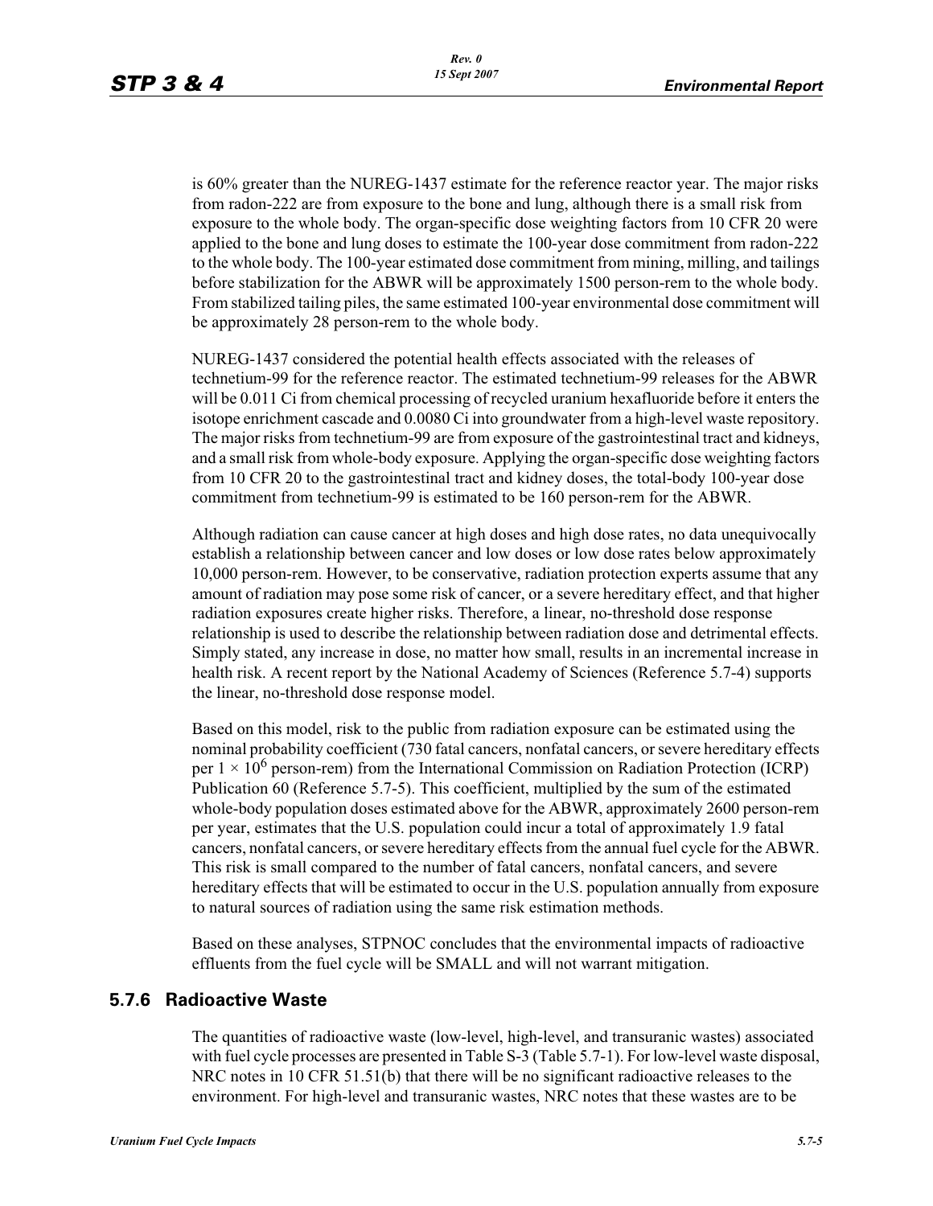is 60% greater than the NUREG-1437 estimate for the reference reactor year. The major risks from radon-222 are from exposure to the bone and lung, although there is a small risk from exposure to the whole body. The organ-specific dose weighting factors from 10 CFR 20 were applied to the bone and lung doses to estimate the 100-year dose commitment from radon-222 to the whole body. The 100-year estimated dose commitment from mining, milling, and tailings before stabilization for the ABWR will be approximately 1500 person-rem to the whole body. From stabilized tailing piles, the same estimated 100-year environmental dose commitment will be approximately 28 person-rem to the whole body.

NUREG-1437 considered the potential health effects associated with the releases of technetium-99 for the reference reactor. The estimated technetium-99 releases for the ABWR will be 0.011 Ci from chemical processing of recycled uranium hexafluoride before it enters the isotope enrichment cascade and 0.0080 Ci into groundwater from a high-level waste repository. The major risks from technetium-99 are from exposure of the gastrointestinal tract and kidneys, and a small risk from whole-body exposure. Applying the organ-specific dose weighting factors from 10 CFR 20 to the gastrointestinal tract and kidney doses, the total-body 100-year dose commitment from technetium-99 is estimated to be 160 person-rem for the ABWR.

Although radiation can cause cancer at high doses and high dose rates, no data unequivocally establish a relationship between cancer and low doses or low dose rates below approximately 10,000 person-rem. However, to be conservative, radiation protection experts assume that any amount of radiation may pose some risk of cancer, or a severe hereditary effect, and that higher radiation exposures create higher risks. Therefore, a linear, no-threshold dose response relationship is used to describe the relationship between radiation dose and detrimental effects. Simply stated, any increase in dose, no matter how small, results in an incremental increase in health risk. A recent report by the National Academy of Sciences (Reference 5.7-4) supports the linear, no-threshold dose response model.

Based on this model, risk to the public from radiation exposure can be estimated using the nominal probability coefficient (730 fatal cancers, nonfatal cancers, or severe hereditary effects per $1 \times 10^6$ person-rem) from the International Commission on Radiation Protection (ICRP) Publication 60 (Reference 5.7-5). This coefficient, multiplied by the sum of the estimated whole-body population doses estimated above for the ABWR, approximately 2600 person-rem per year, estimates that the U.S. population could incur a total of approximately 1.9 fatal cancers, nonfatal cancers, or severe hereditary effects from the annual fuel cycle for the ABWR. This risk is small compared to the number of fatal cancers, nonfatal cancers, and severe hereditary effects that will be estimated to occur in the U.S. population annually from exposure to natural sources of radiation using the same risk estimation methods.

Based on these analyses, STPNOC concludes that the environmental impacts of radioactive effluents from the fuel cycle will be SMALL and will not warrant mitigation.

### 5.7.6 Radioactive Waste

The quantities of radioactive waste (low-level, high-level, and transuranic wastes) associated with fuel cycle processes are presented in Table S-3 (Table 5.7-1). For low-level waste disposal, NRC notes in 10 CFR 51.51(b) that there will be no significant radioactive releases to the environment. For high-level and transuranic wastes, NRC notes that these wastes are to be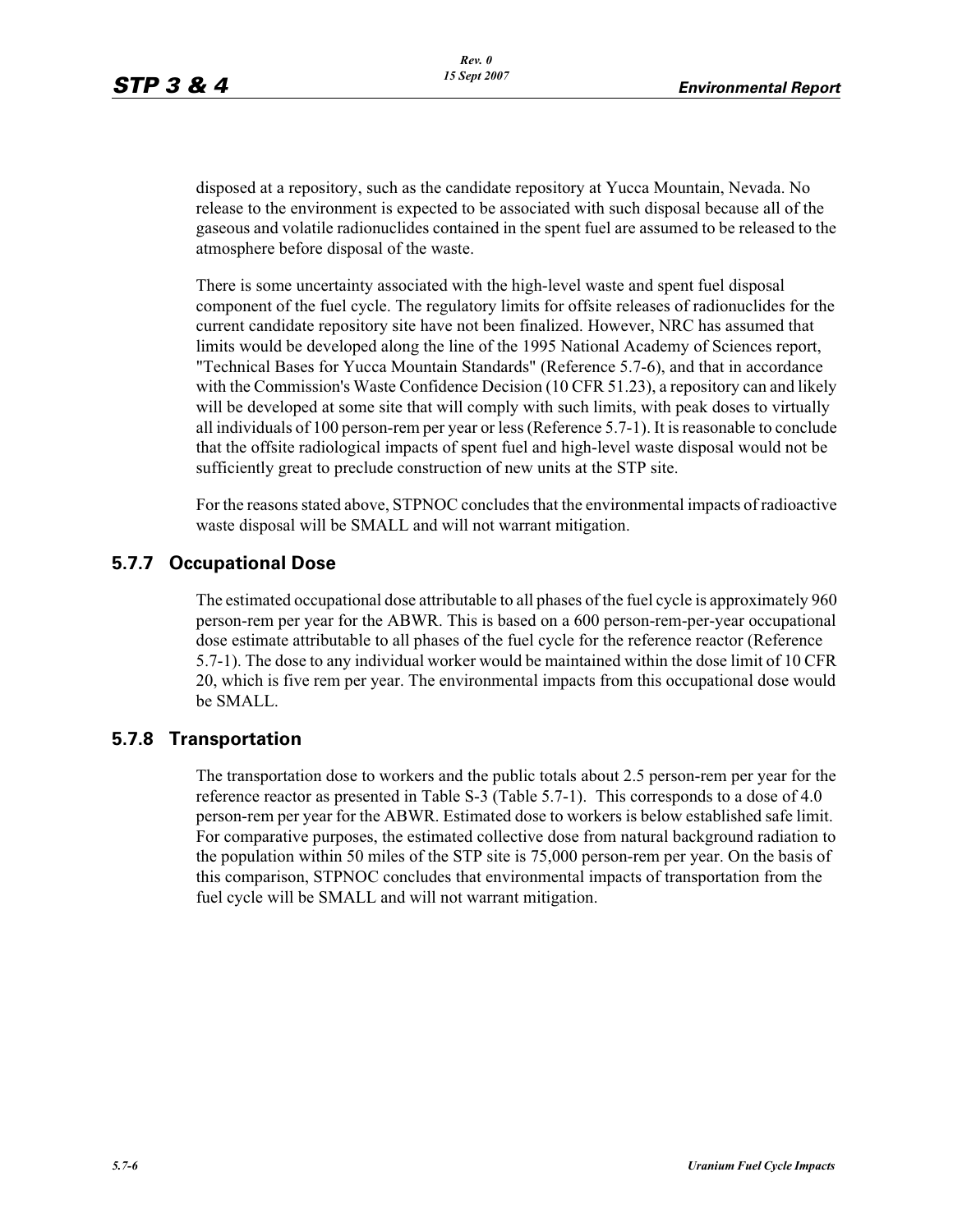disposed at a repository, such as the candidate repository at Yucca Mountain, Nevada. No release to the environment is expected to be associated with such disposal because all of the gaseous and volatile radionuclides contained in the spent fuel are assumed to be released to the atmosphere before disposal of the waste.

There is some uncertainty associated with the high-level waste and spent fuel disposal component of the fuel cycle. The regulatory limits for offsite releases of radionuclides for the current candidate repository site have not been finalized. However, NRC has assumed that limits would be developed along the line of the 1995 National Academy of Sciences report, "Technical Bases for Yucca Mountain Standards" (Reference 5.7-6), and that in accordance with the Commission's Waste Confidence Decision (10 CFR 51.23), a repository can and likely will be developed at some site that will comply with such limits, with peak doses to virtually all individuals of 100 person-rem per year or less (Reference 5.7-1). It is reasonable to conclude that the offsite radiological impacts of spent fuel and high-level waste disposal would not be sufficiently great to preclude construction of new units at the STP site.

For the reasons stated above, STPNOC concludes that the environmental impacts of radioactive waste disposal will be SMALL and will not warrant mitigation.

## 5.7.7 Occupational Dose

The estimated occupational dose attributable to all phases of the fuel cycle is approximately 960 person-rem per year for the ABWR. This is based on a 600 person-rem-per-year occupational dose estimate attributable to all phases of the fuel cycle for the reference reactor (Reference 5.7-1). The dose to any individual worker would be maintained within the dose limit of 10 CFR 20, which is five rem per year. The environmental impacts from this occupational dose would be SMALL.

## 5.7.8 Transportation

The transportation dose to workers and the public totals about 2.5 person-rem per year for the reference reactor as presented in Table S-3 (Table 5.7-1). This corresponds to a dose of 4.0 person-rem per year for the ABWR. Estimated dose to workers is below established safe limit. For comparative purposes, the estimated collective dose from natural background radiation to the population within 50 miles of the STP site is 75,000 person-rem per year. On the basis of this comparison, STPNOC concludes that environmental impacts of transportation from the fuel cycle will be SMALL and will not warrant mitigation.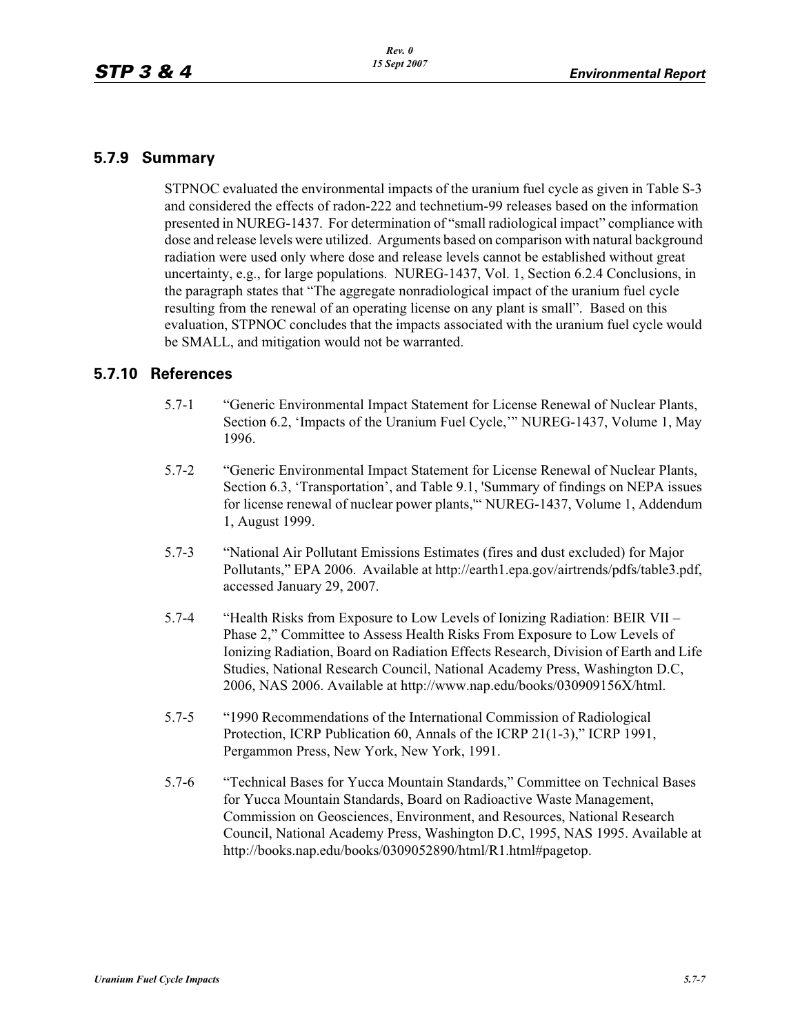## 5.7.9 Summary

STPNOC evaluated the environmental impacts of the uranium fuel cycle as given in Table S-3 and considered the effects of radon-222 and technetium-99 releases based on the information presented in NUREG-1437. For determination of "small radiological impact" compliance with dose and release levels were utilized. Arguments based on comparison with natural background radiation were used only where dose and release levels cannot be established without great uncertainty, e.g., for large populations. NUREG-1437, Vol. 1, Section 6.2.4 Conclusions, in the paragraph states that "The aggregate nonradiological impact of the uranium fuel cycle resulting from the renewal of an operating license on any plant is small". Based on this evaluation, STPNOC concludes that the impacts associated with the uranium fuel cycle would be SMALL, and mitigation would not be warranted.

## 5.7.10 References

5.7-1 "Generic Environmental Impact Statement for License Renewal of Nuclear Plants, Section 6.2, 'Impacts of the Uranium Fuel Cycle,'" NUREG-1437, Volume 1, May 1996.

5.7-2 "Generic Environmental Impact Statement for License Renewal of Nuclear Plants, Section 6.3, 'Transportation', and Table 9.1, 'Summary of findings on NEPA issues for license renewal of nuclear power plants,'" NUREG-1437, Volume 1, Addendum 1, August 1999.

5.7-3 "National Air Pollutant Emissions Estimates (fires and dust excluded) for Major Pollutants," EPA 2006. Available at http://earth1.epa.gov/airtrends/pdfs/table3.pdf, accessed January 29, 2007.

5.7-4 "Health Risks from Exposure to Low Levels of Ionizing Radiation: BEIR VII – Phase 2," Committee to Assess Health Risks From Exposure to Low Levels of Ionizing Radiation, Board on Radiation Effects Research, Division of Earth and Life Studies, National Research Council, National Academy Press, Washington D.C, 2006, NAS 2006. Available at http://www.nap.edu/books/030909156X/html.

5.7-5 "1990 Recommendations of the International Commission of Radiological Protection, ICRP Publication 60, Annals of the ICRP 21(1-3)," ICRP 1991, Pergammon Press, New York, New York, 1991.

5.7-6 "Technical Bases for Yucca Mountain Standards," Committee on Technical Bases for Yucca Mountain Standards, Board on Radioactive Waste Management, Commission on Geosciences, Environment, and Resources, National Research Council, National Academy Press, Washington D.C, 1995, NAS 1995. Available at http://books.nap.edu/books/0309052890/html/R1.html#pagetop.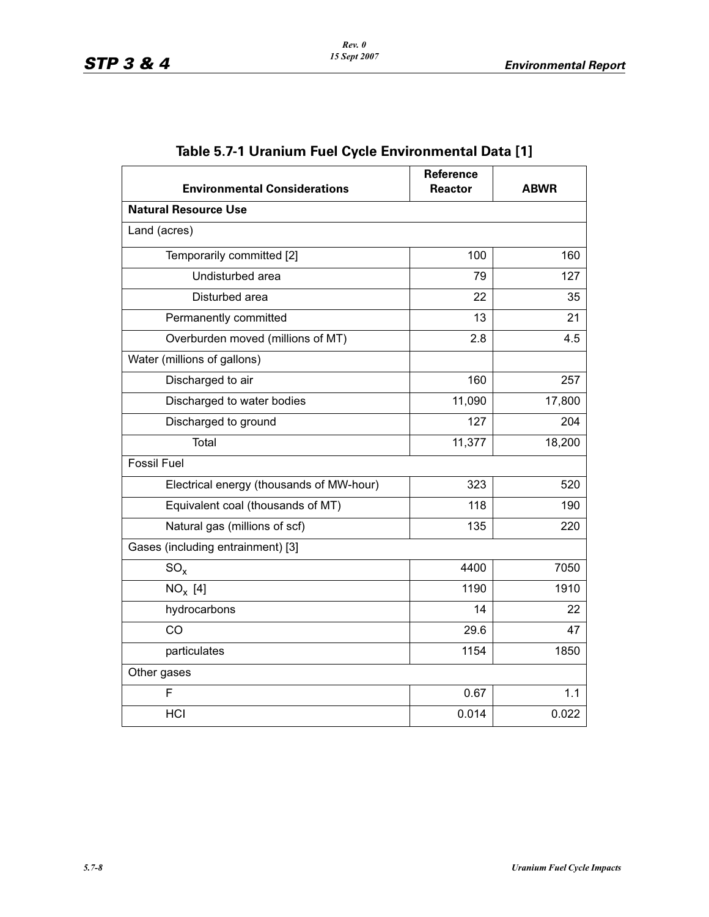## Table 5.7-1 Uranium Fuel Cycle Environmental Data [1]

| Environmental Considerations | Reference Reactor | ABWR |
|---|---|---|
| **Natural Resource Use** | | |
| Land (acres) | | |
| Temporarily committed [2] | 100 | 160 |
| Undisturbed area | 79 | 127 |
| Disturbed area | 22 | 35 |
| Permanently committed | 13 | 21 |
| Overburden moved (millions of MT) | 2.8 | 4.5 |
| Water (millions of gallons) | | |
| Discharged to air | 160 | 257 |
| Discharged to water bodies | 11,090 | 17,800 |
| Discharged to ground | 127 | 204 |
| Total | 11,377 | 18,200 |
| Fossil Fuel | | |
| Electrical energy (thousands of MW-hour) | 323 | 520 |
| Equivalent coal (thousands of MT) | 118 | 190 |
| Natural gas (millions of scf) | 135 | 220 |
| Gases (including entrainment) [3] | | |
| $SO_x$ | 4400 | 7050 |
| $NO_x$ [4] | 1190 | 1910 |
| hydrocarbons | 14 | 22 |
| CO | 29.6 | 47 |
| particulates | 1154 | 1850 |
| Other gases | | |
| F | 0.67 | 1.1 |
| HCl | 0.014 | 0.022 |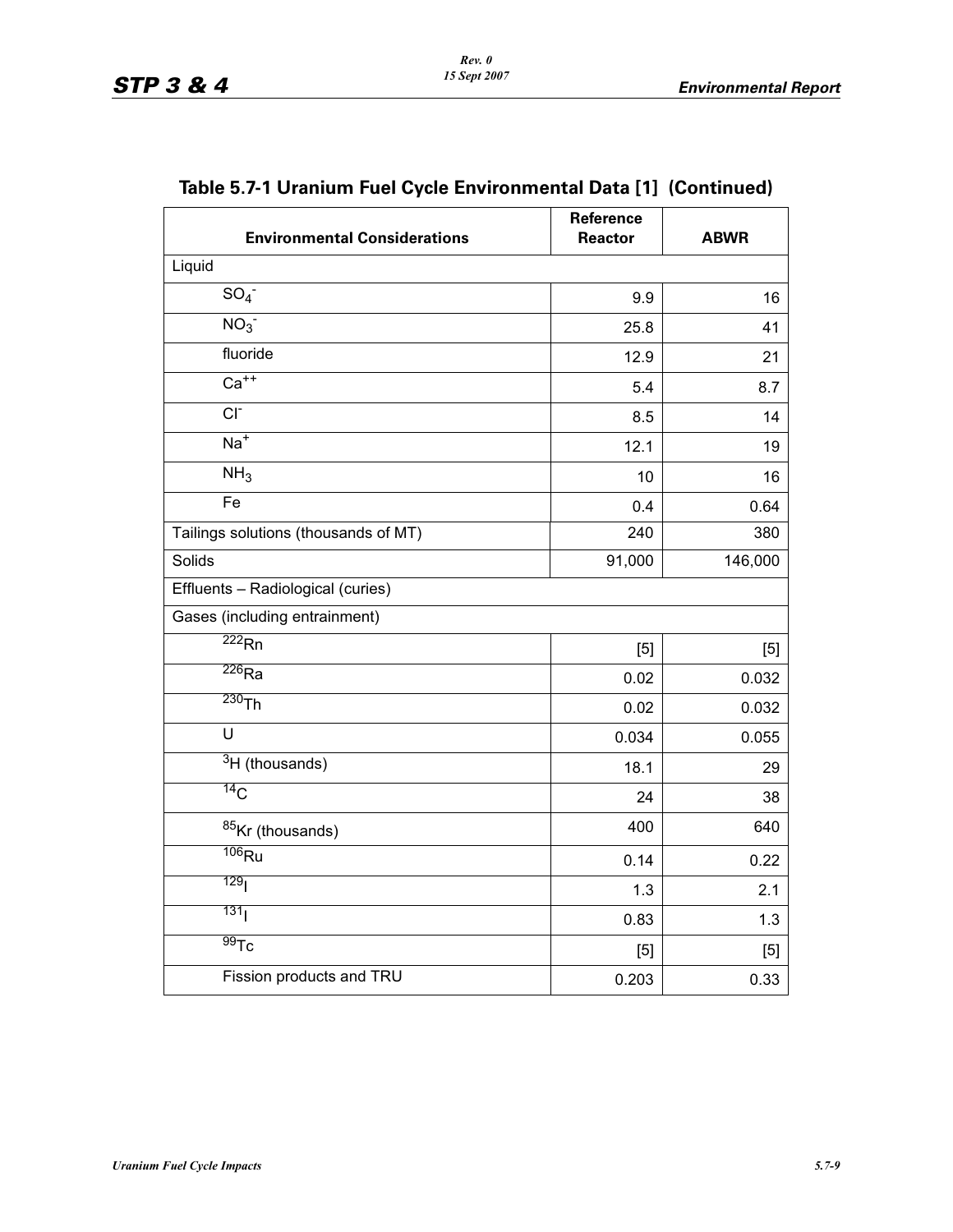## Table 5.7-1 Uranium Fuel Cycle Environmental Data [1] (Continued)

| Environmental Considerations | Reference Reactor | ABWR |
|---|---|---|
| Liquid | | |
| $SO_4^-$ | 9.9 | 16 |
| $NO_3^-$ | 25.8 | 41 |
| fluoride | 12.9 | 21 |
| $Ca^{++}$ | 5.4 | 8.7 |
| $Cl^-$ | 8.5 | 14 |
| $Na^+$ | 12.1 | 19 |
| $NH_3$ | 10 | 16 |
| Fe | 0.4 | 0.64 |
| Tailings solutions (thousands of MT) | 240 | 380 |
| Solids | 91,000 | 146,000 |
| Effluents – Radiological (curies) | | |
| Gases (including entrainment) | | |
| $^{222}Rn$ | [5] | [5] |
| $^{226}Ra$ | 0.02 | 0.032 |
| $^{230}Th$ | 0.02 | 0.032 |
| U | 0.034 | 0.055 |
| $^{3}H$ (thousands) | 18.1 | 29 |
| $^{14}C$ | 24 | 38 |
| $^{85}Kr$ (thousands) | 400 | 640 |
| $^{106}Ru$ | 0.14 | 0.22 |
| $^{129}I$ | 1.3 | 2.1 |
| $^{131}I$ | 0.83 | 1.3 |
| $^{99}Tc$ | [5] | [5] |
| Fission products and TRU | 0.203 | 0.33 |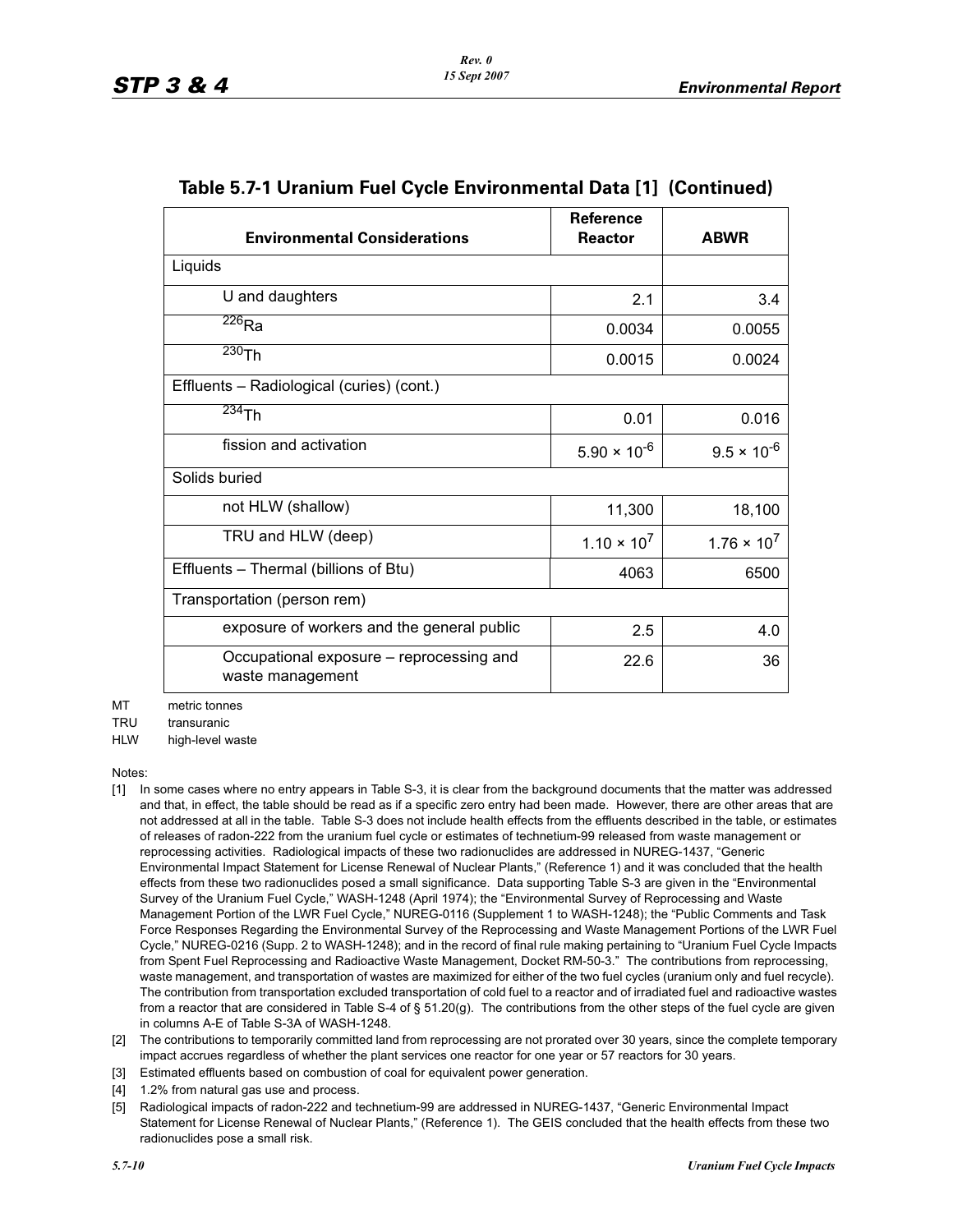## Table 5.7-1 Uranium Fuel Cycle Environmental Data [1] (Continued)

| Environmental Considerations | Reference Reactor | ABWR |
|---|---|---|
| Liquids | | |
| U and daughters | 2.1 | 3.4 |
| $^{226}$Ra | 0.0034 | 0.0055 |
| $^{230}$Th | 0.0015 | 0.0024 |
| Effluents – Radiological (curies) (cont.) | | |
| $^{234}$Th | 0.01 | 0.016 |
| fission and activation | $5.90 \times 10^{-6}$ | $9.5 \times 10^{-6}$ |
| Solids buried | | |
| not HLW (shallow) | 11,300 | 18,100 |
| TRU and HLW (deep) | $1.10 \times 10^{7}$ | $1.76 \times 10^{7}$ |
| Effluents – Thermal (billions of Btu) | 4063 | 6500 |
| Transportation (person rem) | | |
| exposure of workers and the general public | 2.5 | 4.0 |
| Occupational exposure – reprocessing and waste management | 22.6 | 36 |

MT metric tonnes

TRU transuranic

HLW high-level waste

Notes:

[1] In some cases where no entry appears in Table S-3, it is clear from the background documents that the matter was addressed and that, in effect, the table should be read as if a specific zero entry had been made. However, there are other areas that are not addressed at all in the table. Table S-3 does not include health effects from the effluents described in the table, or estimates of releases of radon-222 from the uranium fuel cycle or estimates of technetium-99 released from waste management or reprocessing activities. Radiological impacts of these two radionuclides are addressed in NUREG-1437, "Generic Environmental Impact Statement for License Renewal of Nuclear Plants," (Reference 1) and it was concluded that the health effects from these two radionuclides posed a small significance. Data supporting Table S-3 are given in the "Environmental Survey of the Uranium Fuel Cycle," WASH-1248 (April 1974); the "Environmental Survey of Reprocessing and Waste Management Portion of the LWR Fuel Cycle," NUREG-0116 (Supplement 1 to WASH-1248); the "Public Comments and Task Force Responses Regarding the Environmental Survey of the Reprocessing and Waste Management Portions of the LWR Fuel Cycle," NUREG-0216 (Supp. 2 to WASH-1248); and in the record of final rule making pertaining to "Uranium Fuel Cycle Impacts from Spent Fuel Reprocessing and Radioactive Waste Management, Docket RM-50-3." The contributions from reprocessing, waste management, and transportation of wastes are maximized for either of the two fuel cycles (uranium only and fuel recycle). The contribution from transportation excluded transportation of cold fuel to a reactor and of irradiated fuel and radioactive wastes from a reactor that are considered in Table S-4 of § 51.20(g). The contributions from the other steps of the fuel cycle are given in columns A-E of Table S-3A of WASH-1248.

[2] The contributions to temporarily committed land from reprocessing are not prorated over 30 years, since the complete temporary impact accrues regardless of whether the plant services one reactor for one year or 57 reactors for 30 years.

[3] Estimated effluents based on combustion of coal for equivalent power generation.

[4] 1.2% from natural gas use and process.

[5] Radiological impacts of radon-222 and technetium-99 are addressed in NUREG-1437, "Generic Environmental Impact Statement for License Renewal of Nuclear Plants," (Reference 1). The GEIS concluded that the health effects from these two radionuclides pose a small risk.